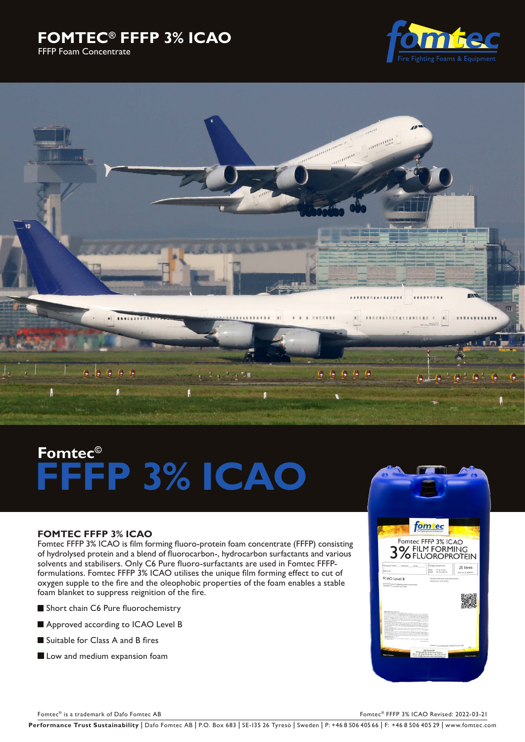# FOMTEC® FFFP 3% ICAO

FFFP Foam Concentrate

## Fomtec©

# FFFP 3% ICAO

### FOMTEC FFFP 3% ICAO

Fomtec FFFP 3% ICAO is film forming fluoro-protein foam concentrate (FFFP) consisting of hydrolysed protein and a blend of fluorocarbon-, hydrocarbon surfactants and various solvents and stabilisers. Only C6 Pure fluoro-surfactants are used in Fomtec FFFP-formulations. Fomtec FFFP 3% ICAO utilises the unique film forming effect to cut of oxygen supply to the fire and the oleophobic properties of the foam enables a stable foam blanket to suppress reignition of the fire.

- Short chain C6 Pure fluorochemistry
- Approved according to ICAO Level B
- Suitable for Class A and B fires
- Low and medium expansion foam

Fomtec® is a trademark of Dafo Fomtec AB

Fomtec® FFFP 3% ICAO Revised: 2022-03-21

**Performance Trust Sustainability** | Dafo Fomtec AB | P.O. Box 683 | SE-135 26 Tyresö | Sweden | P: +46 8 506 405 66 | F: +46 8 506 405 29 | www.fomtec.com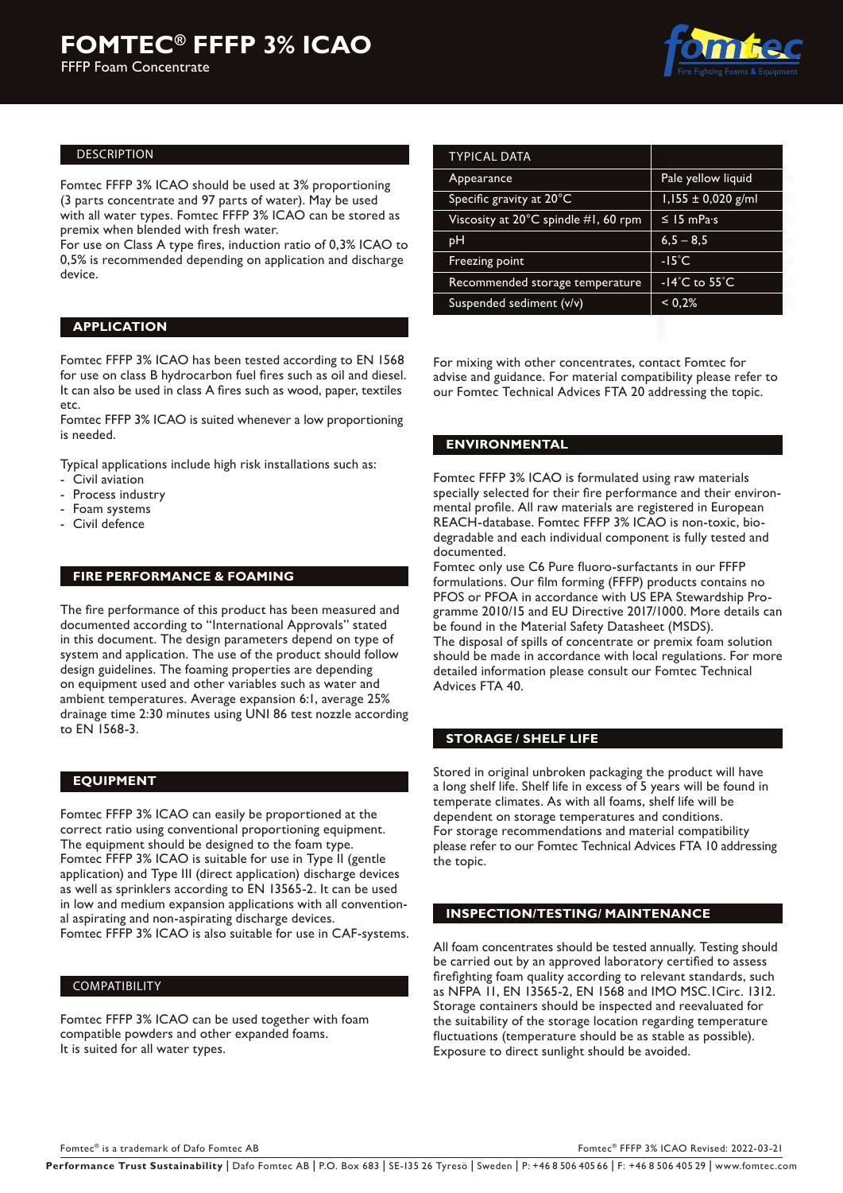# FOMTEC® FFFP 3% ICAO

FFFP Foam Concentrate

## DESCRIPTION

Fomtec FFFP 3% ICAO should be used at 3% proportioning (3 parts concentrate and 97 parts of water). May be used with all water types. Fomtec FFFP 3% ICAO can be stored as premix when blended with fresh water.
For use on Class A type fires, induction ratio of 0,3% ICAO to 0,5% is recommended depending on application and discharge device.

## APPLICATION

Fomtec FFFP 3% ICAO has been tested according to EN 1568 for use on class B hydrocarbon fuel fires such as oil and diesel. It can also be used in class A fires such as wood, paper, textiles etc.
Fomtec FFFP 3% ICAO is suited whenever a low proportioning is needed.

Typical applications include high risk installations such as:

- Civil aviation
- Process industry
- Foam systems
- Civil defence

## FIRE PERFORMANCE & FOAMING

The fire performance of this product has been measured and documented according to "International Approvals" stated in this document. The design parameters depend on type of system and application. The use of the product should follow design guidelines. The foaming properties are depending on equipment used and other variables such as water and ambient temperatures. Average expansion 6:1, average 25% drainage time 2:30 minutes using UNI 86 test nozzle according to EN 1568-3.

## EQUIPMENT

Fomtec FFFP 3% ICAO can easily be proportioned at the correct ratio using conventional proportioning equipment. The equipment should be designed to the foam type.
Fomtec FFFP 3% ICAO is suitable for use in Type II (gentle application) and Type III (direct application) discharge devices as well as sprinklers according to EN 13565-2. It can be used in low and medium expansion applications with all conventional aspirating and non-aspirating discharge devices.
Fomtec FFFP 3% ICAO is also suitable for use in CAF-systems.

## COMPATIBILITY

Fomtec FFFP 3% ICAO can be used together with foam compatible powders and other expanded foams.
It is suited for all water types.

| TYPICAL DATA | |
|---|---|
| Appearance | Pale yellow liquid |
| Specific gravity at 20°C | 1,155 ± 0,020 g/ml |
| Viscosity at 20°C spindle #1, 60 rpm | ≤ 15 mPa·s |
| pH | 6,5 – 8,5 |
| Freezing point | -15°C |
| Recommended storage temperature | -14°C to 55°C |
| Suspended sediment (v/v) | < 0,2% |

For mixing with other concentrates, contact Fomtec for advise and guidance. For material compatibility please refer to our Fomtec Technical Advices FTA 20 addressing the topic.

## ENVIRONMENTAL

Fomtec FFFP 3% ICAO is formulated using raw materials specially selected for their fire performance and their environmental profile. All raw materials are registered in European REACH-database. Fomtec FFFP 3% ICAO is non-toxic, biodegradable and each individual component is fully tested and documented.
Fomtec only use C6 Pure fluoro-surfactants in our FFFP formulations. Our film forming (FFFP) products contains no PFOS or PFOA in accordance with US EPA Stewardship Programme 2010/15 and EU Directive 2017/1000. More details can be found in the Material Safety Datasheet (MSDS).
The disposal of spills of concentrate or premix foam solution should be made in accordance with local regulations. For more detailed information please consult our Fomtec Technical Advices FTA 40.

## STORAGE / SHELF LIFE

Stored in original unbroken packaging the product will have a long shelf life. Shelf life in excess of 5 years will be found in temperate climates. As with all foams, shelf life will be dependent on storage temperatures and conditions.
For storage recommendations and material compatibility please refer to our Fomtec Technical Advices FTA 10 addressing the topic.

## INSPECTION/TESTING/ MAINTENANCE

All foam concentrates should be tested annually. Testing should be carried out by an approved laboratory certified to assess firefighting foam quality according to relevant standards, such as NFPA 11, EN 13565-2, EN 1568 and IMO MSC.1Circ. 1312.
Storage containers should be inspected and reevaluated for the suitability of the storage location regarding temperature fluctuations (temperature should be as stable as possible).
Exposure to direct sunlight should be avoided.

Fomtec® is a trademark of Dafo Fomtec AB

Fomtec® FFFP 3% ICAO Revised: 2022-03-21

**Performance Trust Sustainability** | Dafo Fomtec AB | P.O. Box 683 | SE-135 26 Tyresö | Sweden | P: +46 8 506 405 66 | F: +46 8 506 405 29 | www.fomtec.com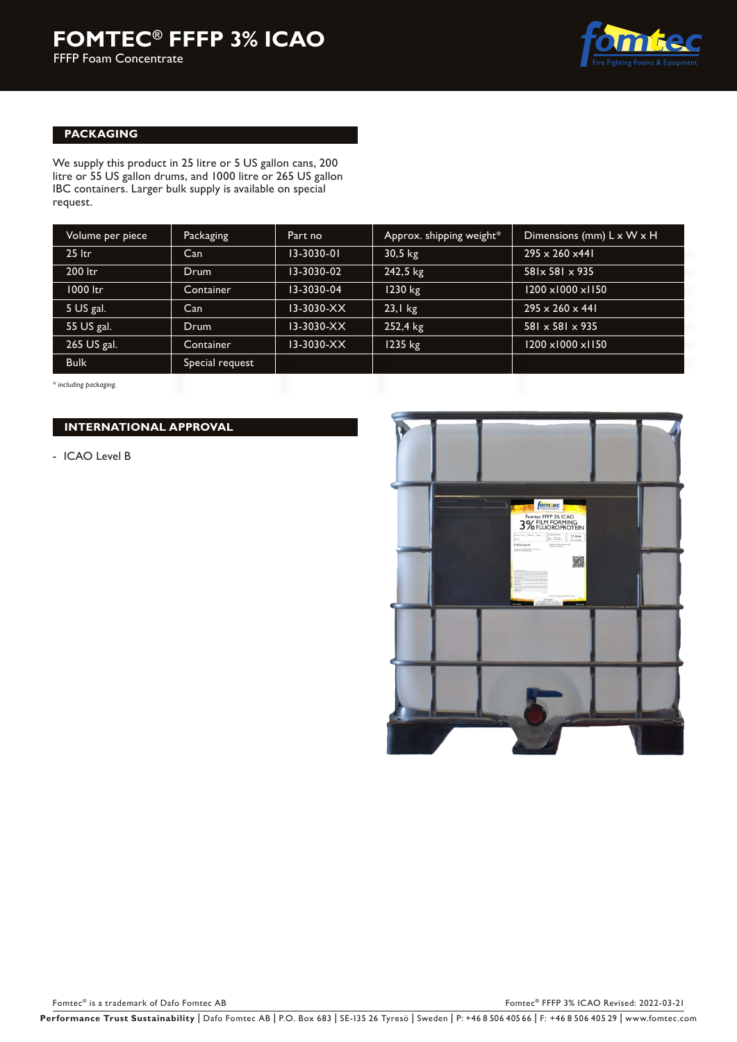# FOMTEC® FFFP 3% ICAO

FFFP Foam Concentrate

## PACKAGING

We supply this product in 25 litre or 5 US gallon cans, 200 litre or 55 US gallon drums, and 1000 litre or 265 US gallon IBC containers. Larger bulk supply is available on special request.

| Volume per piece | Packaging | Part no | Approx. shipping weight* | Dimensions (mm) L x W x H |
|---|---|---|---|---|
| 25 ltr | Can | 13-3030-01 | 30,5 kg | 295 x 260 x441 |
| 200 ltr | Drum | 13-3030-02 | 242,5 kg | 581x 581 x 935 |
| 1000 ltr | Container | 13-3030-04 | 1230 kg | 1200 x1000 x1150 |
| 5 US gal. | Can | 13-3030-XX | 23,1 kg | 295 x 260 x 441 |
| 55 US gal. | Drum | 13-3030-XX | 252,4 kg | 581 x 581 x 935 |
| 265 US gal. | Container | 13-3030-XX | 1235 kg | 1200 x1000 x1150 |
| Bulk | Special request | | | |

*\* including packaging.*

## INTERNATIONAL APPROVAL

- ICAO Level B

Fomtec® is a trademark of Dafo Fomtec AB

Fomtec® FFFP 3% ICAO Revised: 2022-03-21

**Performance Trust Sustainability** | Dafo Fomtec AB | P.O. Box 683 | SE-135 26 Tyresö | Sweden | P: +46 8 506 405 66 | F: +46 8 506 405 29 | www.fomtec.com